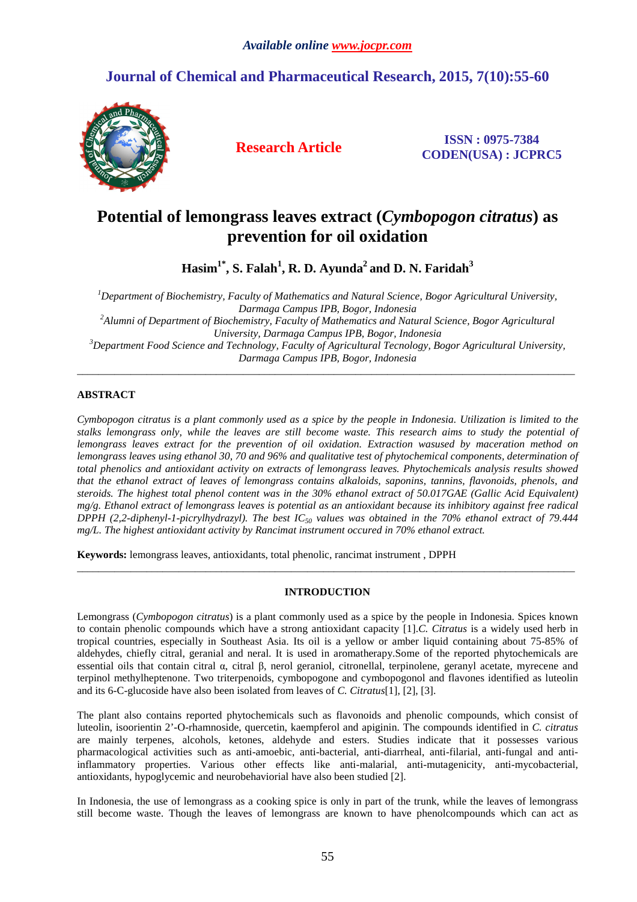# Potential of lemongrass leaves extract (*Cymbopogon citratus*) as prevention for oil oxidation

**Hasim[1*], S. Falah[1], R. D. Ayunda[2] and D. N. Faridah[3]**

[1]*Department of Biochemistry, Faculty of Mathematics and Natural Science, Bogor Agricultural University, Darmaga Campus IPB, Bogor, Indonesia*
[2]*Alumni of Department of Biochemistry, Faculty of Mathematics and Natural Science, Bogor Agricultural University, Darmaga Campus IPB, Bogor, Indonesia*
[3]*Department Food Science and Technology, Faculty of Agricultural Tecnology, Bogor Agricultural University, Darmaga Campus IPB, Bogor, Indonesia*

---

## ABSTRACT

*Cymbopogon citratus is a plant commonly used as a spice by the people in Indonesia. Utilization is limited to the stalks lemongrass only, while the leaves are still become waste. This research aims to study the potential of lemongrass leaves extract for the prevention of oil oxidation. Extraction wasused by maceration method on lemongrass leaves using ethanol 30, 70 and 96% and qualitative test of phytochemical components, determination of total phenolics and antioxidant activity on extracts of lemongrass leaves. Phytochemicals analysis results showed that the ethanol extract of leaves of lemongrass contains alkaloids, saponins, tannins, flavonoids, phenols, and steroids. The highest total phenol content was in the 30% ethanol extract of 50.017GAE (Gallic Acid Equivalent) mg/g. Ethanol extract of lemongrass leaves is potential as an antioxidant because its inhibitory against free radical DPPH (2,2-diphenyl-1-picrylhydrazyl). The best $IC_{50}$ values was obtained in the 70% ethanol extract of 79.444 mg/L. The highest antioxidant activity by Rancimat instrument occured in 70% ethanol extract.*

**Keywords:** lemongrass leaves, antioxidants, total phenolic, rancimat instrument , DPPH

---

## INTRODUCTION

Lemongrass (*Cymbopogon citratus*) is a plant commonly used as a spice by the people in Indonesia. Spices known to contain phenolic compounds which have a strong antioxidant capacity [1].*C. Citratus* is a widely used herb in tropical countries, especially in Southeast Asia. Its oil is a yellow or amber liquid containing about 75-85% of aldehydes, chiefly citral, geranial and neral. It is used in aromatherapy.Some of the reported phytochemicals are essential oils that contain citral α, citral β, nerol geraniol, citronellal, terpinolene, geranyl acetate, myrecene and terpinol methylheptenone. Two triterpenoids, cymbopogone and cymbopogonol and flavones identified as luteolin and its 6-C-glucoside have also been isolated from leaves of *C. Citratus*[1], [2], [3].

The plant also contains reported phytochemicals such as flavonoids and phenolic compounds, which consist of luteolin, isoorientin 2'-O-rhamnoside, quercetin, kaempferol and apiginin. The compounds identified in *C. citratus* are mainly terpenes, alcohols, ketones, aldehyde and esters. Studies indicate that it possesses various pharmacological activities such as anti-amoebic, anti-bacterial, anti-diarrheal, anti-filarial, anti-fungal and anti-inflammatory properties. Various other effects like anti-malarial, anti-mutagenicity, anti-mycobacterial, antioxidants, hypoglycemic and neurobehaviorial have also been studied [2].

In Indonesia, the use of lemongrass as a cooking spice is only in part of the trunk, while the leaves of lemongrass still become waste. Though the leaves of lemongrass are known to have phenolcompounds which can act as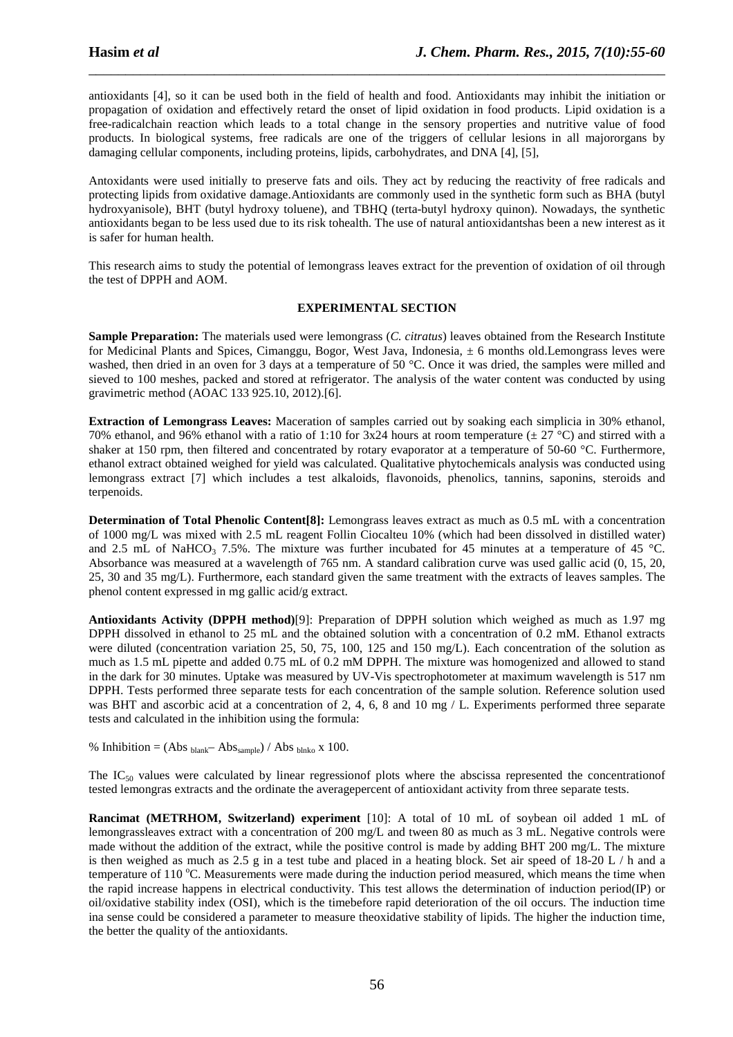antioxidants [4], so it can be used both in the field of health and food. Antioxidants may inhibit the initiation or propagation of oxidation and effectively retard the onset of lipid oxidation in food products. Lipid oxidation is a free-radicalchain reaction which leads to a total change in the sensory properties and nutritive value of food products. In biological systems, free radicals are one of the triggers of cellular lesions in all majororgans by damaging cellular components, including proteins, lipids, carbohydrates, and DNA [4], [5],

Antoxidants were used initially to preserve fats and oils. They act by reducing the reactivity of free radicals and protecting lipids from oxidative damage.Antioxidants are commonly used in the synthetic form such as BHA (butyl hydroxyanisole), BHT (butyl hydroxy toluene), and TBHQ (terta-butyl hydroxy quinon). Nowadays, the synthetic antioxidants began to be less used due to its risk tohealth. The use of natural antioxidantshas been a new interest as it is safer for human health.

This research aims to study the potential of lemongrass leaves extract for the prevention of oxidation of oil through the test of DPPH and AOM.

## EXPERIMENTAL SECTION

**Sample Preparation:** The materials used were lemongrass (*C. citratus*) leaves obtained from the Research Institute for Medicinal Plants and Spices, Cimanggu, Bogor, West Java, Indonesia, ± 6 months old.Lemongrass leves were washed, then dried in an oven for 3 days at a temperature of 50 °C. Once it was dried, the samples were milled and sieved to 100 meshes, packed and stored at refrigerator. The analysis of the water content was conducted by using gravimetric method (AOAC 133 925.10, 2012).[6].

**Extraction of Lemongrass Leaves:** Maceration of samples carried out by soaking each simplicia in 30% ethanol, 70% ethanol, and 96% ethanol with a ratio of 1:10 for 3x24 hours at room temperature (± 27 °C) and stirred with a shaker at 150 rpm, then filtered and concentrated by rotary evaporator at a temperature of 50-60 °C. Furthermore, ethanol extract obtained weighed for yield was calculated. Qualitative phytochemicals analysis was conducted using lemongrass extract [7] which includes a test alkaloids, flavonoids, phenolics, tannins, saponins, steroids and terpenoids.

**Determination of Total Phenolic Content[8]:** Lemongrass leaves extract as much as 0.5 mL with a concentration of 1000 mg/L was mixed with 2.5 mL reagent Follin Ciocalteu 10% (which had been dissolved in distilled water) and 2.5 mL of $NaHCO_3$ 7.5%. The mixture was further incubated for 45 minutes at a temperature of 45 °C. Absorbance was measured at a wavelength of 765 nm. A standard calibration curve was used gallic acid (0, 15, 20, 25, 30 and 35 mg/L). Furthermore, each standard given the same treatment with the extracts of leaves samples. The phenol content expressed in mg gallic acid/g extract.

**Antioxidants Activity (DPPH method)**[9]: Preparation of DPPH solution which weighed as much as 1.97 mg DPPH dissolved in ethanol to 25 mL and the obtained solution with a concentration of 0.2 mM. Ethanol extracts were diluted (concentration variation 25, 50, 75, 100, 125 and 150 mg/L). Each concentration of the solution as much as 1.5 mL pipette and added 0.75 mL of 0.2 mM DPPH. The mixture was homogenized and allowed to stand in the dark for 30 minutes. Uptake was measured by UV-Vis spectrophotometer at maximum wavelength is 517 nm DPPH. Tests performed three separate tests for each concentration of the sample solution. Reference solution used was BHT and ascorbic acid at a concentration of 2, 4, 6, 8 and 10 mg / L. Experiments performed three separate tests and calculated in the inhibition using the formula:

% Inhibition = $(Abs_{blank} - Abs_{sample}) / Abs_{blnko} \times 100$.

The $IC_{50}$ values were calculated by linear regressionof plots where the abscissa represented the concentrationof tested lemongras extracts and the ordinate the averagepercent of antioxidant activity from three separate tests.

**Rancimat (METRHOM, Switzerland) experiment** [10]: A total of 10 mL of soybean oil added 1 mL of lemongrassleaves extract with a concentration of 200 mg/L and tween 80 as much as 3 mL. Negative controls were made without the addition of the extract, while the positive control is made by adding BHT 200 mg/L. The mixture is then weighed as much as 2.5 g in a test tube and placed in a heating block. Set air speed of 18-20 L / h and a temperature of 110 °C. Measurements were made during the induction period measured, which means the time when the rapid increase happens in electrical conductivity. This test allows the determination of induction period(IP) or oil/oxidative stability index (OSI), which is the timebefore rapid deterioration of the oil occurs. The induction time ina sense could be considered a parameter to measure theoxidative stability of lipids. The higher the induction time, the better the quality of the antioxidants.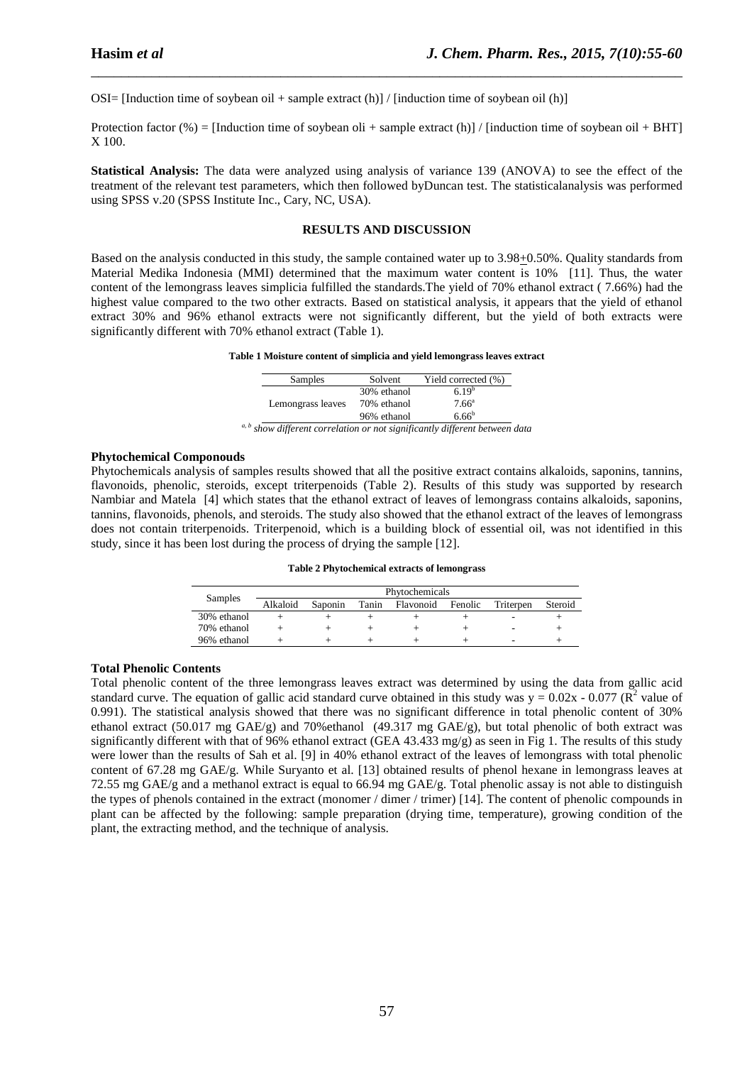OSI= [Induction time of soybean oil + sample extract (h)] / [induction time of soybean oil (h)]

Protection factor (%) = [Induction time of soybean oli + sample extract (h)] / [induction time of soybean oil + BHT] X 100.

**Statistical Analysis:** The data were analyzed using analysis of variance 139 (ANOVA) to see the effect of the treatment of the relevant test parameters, which then followed byDuncan test. The statisticalanalysis was performed using SPSS v.20 (SPSS Institute Inc., Cary, NC, USA).

## RESULTS AND DISCUSSION

Based on the analysis conducted in this study, the sample contained water up to 3.98+0.50%. Quality standards from Material Medika Indonesia (MMI) determined that the maximum water content is 10% [11]. Thus, the water content of the lemongrass leaves simplicia fulfilled the standards.The yield of 70% ethanol extract ( 7.66%) had the highest value compared to the two other extracts. Based on statistical analysis, it appears that the yield of ethanol extract 30% and 96% ethanol extracts were not significantly different, but the yield of both extracts were significantly different with 70% ethanol extract (Table 1).

**Table 1 Moisture content of simplicia and yield lemongrass leaves extract**

| Samples | Solvent | Yield corrected (%) |
|---|---|---|
| | 30% ethanol | $6.19^b$ |
| Lemongrass leaves | 70% ethanol | $7.66^a$ |
| | 96% ethanol | $6.66^b$ |

*a, b show different correlation or not significantly different between data*

### Phytochemical Componouds

Phytochemicals analysis of samples results showed that all the positive extract contains alkaloids, saponins, tannins, flavonoids, phenolic, steroids, except triterpenoids (Table 2). Results of this study was supported by research Nambiar and Matela [4] which states that the ethanol extract of leaves of lemongrass contains alkaloids, saponins, tannins, flavonoids, phenols, and steroids. The study also showed that the ethanol extract of the leaves of lemongrass does not contain triterpenoids. Triterpenoid, which is a building block of essential oil, was not identified in this study, since it has been lost during the process of drying the sample [12].

**Table 2 Phytochemical extracts of lemongrass**

| Samples | Phytochemicals | | | | | | |
|---|---|---|---|---|---|---|---|
| | Alkaloid | Saponin | Tanin | Flavonoid | Fenolic | Triterpen | Steroid |
| 30% ethanol | + | + | + | + | + | - | + |
| 70% ethanol | + | + | + | + | + | - | + |
| 96% ethanol | + | + | + | + | + | - | + |

### Total Phenolic Contents

Total phenolic content of the three lemongrass leaves extract was determined by using the data from gallic acid standard curve. The equation of gallic acid standard curve obtained in this study was $y = 0.02x - 0.077$ ($R^2$ value of 0.991). The statistical analysis showed that there was no significant difference in total phenolic content of 30% ethanol extract (50.017 mg GAE/g) and 70%ethanol (49.317 mg GAE/g), but total phenolic of both extract was significantly different with that of 96% ethanol extract (GEA 43.433 mg/g) as seen in Fig 1. The results of this study were lower than the results of Sah et al. [9] in 40% ethanol extract of the leaves of lemongrass with total phenolic content of 67.28 mg GAE/g. While Suryanto et al. [13] obtained results of phenol hexane in lemongrass leaves at 72.55 mg GAE/g and a methanol extract is equal to 66.94 mg GAE/g. Total phenolic assay is not able to distinguish the types of phenols contained in the extract (monomer / dimer / trimer) [14]. The content of phenolic compounds in plant can be affected by the following: sample preparation (drying time, temperature), growing condition of the plant, the extracting method, and the technique of analysis.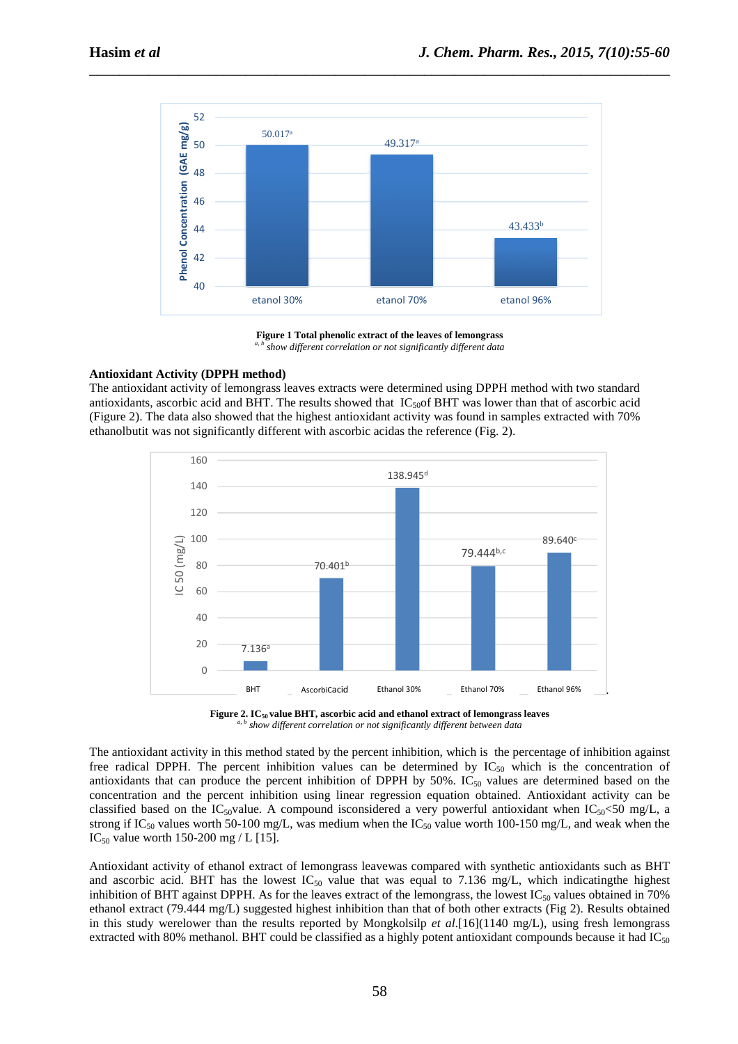**Figure 1 Total phenolic extract of the leaves of lemongrass**
*a, b show different correlation or not significantly different data*

**Antioxidant Activity (DPPH method)**

The antioxidant activity of lemongrass leaves extracts were determined using DPPH method with two standard antioxidants, ascorbic acid and BHT. The results showed that $IC_{50}$of BHT was lower than that of ascorbic acid (Figure 2). The data also showed that the highest antioxidant activity was found in samples extracted with 70% ethanolbutit was not significantly different with ascorbic acidas the reference (Fig. 2).

**Figure 2. $IC_{50}$ value BHT, ascorbic acid and ethanol extract of lemongrass leaves**
*a, b show different correlation or not significantly different between data*

The antioxidant activity in this method stated by the percent inhibition, which is the percentage of inhibition against free radical DPPH. The percent inhibition values can be determined by $IC_{50}$ which is the concentration of antioxidants that can produce the percent inhibition of DPPH by 50%. $IC_{50}$ values are determined based on the concentration and the percent inhibition using linear regression equation obtained. Antioxidant activity can be classified based on the $IC_{50}$value. A compound isconsidered a very powerful antioxidant when $IC_{50}$<50 mg/L, a strong if $IC_{50}$ values worth 50-100 mg/L, was medium when the $IC_{50}$ value worth 100-150 mg/L, and weak when the $IC_{50}$ value worth 150-200 mg / L [15].

Antioxidant activity of ethanol extract of lemongrass leavewas compared with synthetic antioxidants such as BHT and ascorbic acid. BHT has the lowest $IC_{50}$ value that was equal to 7.136 mg/L, which indicatingthe highest inhibition of BHT against DPPH. As for the leaves extract of the lemongrass, the lowest $IC_{50}$ values obtained in 70% ethanol extract (79.444 mg/L) suggested highest inhibition than that of both other extracts (Fig 2). Results obtained in this study werelower than the results reported by Mongkolsilp *et al.*[16](1140 mg/L), using fresh lemongrass extracted with 80% methanol. BHT could be classified as a highly potent antioxidant compounds because it had $IC_{50}$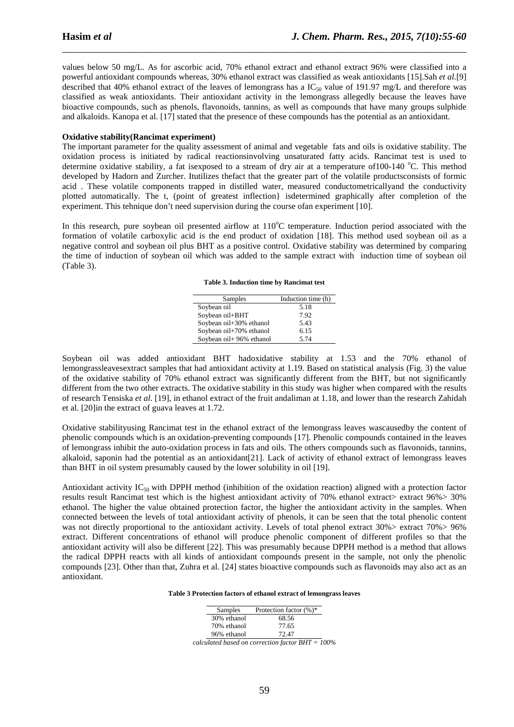values below 50 mg/L. As for ascorbic acid, 70% ethanol extract and ethanol extract 96% were classified into a powerful antioxidant compounds whereas, 30% ethanol extract was classified as weak antioxidants [15].Sah *et al.*[9] described that 40% ethanol extract of the leaves of lemongrass has a $IC_{50}$ value of 191.97 mg/L and therefore was classified as weak antioxidants. Their antioxidant activity in the lemongrass allegedly because the leaves have bioactive compounds, such as phenols, flavonoids, tannins, as well as compounds that have many groups sulphide and alkaloids. Kanopa et al. [17] stated that the presence of these compounds has the potential as an antioxidant.

**Oxidative stability(Rancimat experiment)**

The important parameter for the quality assessment of animal and vegetable fats and oils is oxidative stability. The oxidation process is initiated by radical reactionsinvolving unsaturated fatty acids. Rancimat test is used to determine oxidative stability, a fat isexposed to a stream of dry air at a temperature of100-140 $^{o}$C. This method developed by Hadorn and Zurcher. Itutilizes thefact that the greater part of the volatile productsconsists of formic acid . These volatile components trapped in distilled water, measured conductometricallyand the conductivity plotted automatically. The t, (point of greatest inflection} isdetermined graphically after completion of the experiment. This tehnique don't need supervision during the course ofan experiment [10].

In this research, pure soybean oil presented airflow at 110$^{o}$C temperature. Induction period associated with the formation of volatile carboxylic acid is the end product of oxidation [18]. This method used soybean oil as a negative control and soybean oil plus BHT as a positive control. Oxidative stability was determined by comparing the time of induction of soybean oil which was added to the sample extract with induction time of soybean oil (Table 3).

**Table 3. Induction time by Rancimat test**

| Samples | Induction time (h) |
|---|---|
| Soybean oil | 5.18 |
| Soybean oil+BHT | 7.92 |
| Soybean oil+30% ethanol | 5.43 |
| Soybean oil+70% ethanol | 6.15 |
| Soybean oil+ 96% ethanol | 5.74 |

Soybean oil was added antioxidant BHT hadoxidative stability at 1.53 and the 70% ethanol of lemongrassleavesextract samples that had antioxidant activity at 1.19. Based on statistical analysis (Fig. 3) the value of the oxidative stability of 70% ethanol extract was significantly different from the BHT, but not significantly different from the two other extracts. The oxidative stability in this study was higher when compared with the results of research Tensiska *et al.* [19], in ethanol extract of the fruit andaliman at 1.18, and lower than the research Zahidah et al. [20]in the extract of guava leaves at 1.72.

Oxidative stabilityusing Rancimat test in the ethanol extract of the lemongrass leaves wascausedby the content of phenolic compounds which is an oxidation-preventing compounds [17]. Phenolic compounds contained in the leaves of lemongrass inhibit the auto-oxidation process in fats and oils. The others compounds such as flavonoids, tannins, alkaloid, saponin had the potential as an antioxidant[21]. Lack of activity of ethanol extract of lemongrass leaves than BHT in oil system presumably caused by the lower solubility in oil [19].

Antioxidant activity $IC_{50}$ with DPPH method (inhibition of the oxidation reaction) aligned with a protection factor results result Rancimat test which is the highest antioxidant activity of 70% ethanol extract> extract 96%> 30% ethanol. The higher the value obtained protection factor, the higher the antioxidant activity in the samples. When connected between the levels of total antioxidant activity of phenols, it can be seen that the total phenolic content was not directly proportional to the antioxidant activity. Levels of total phenol extract 30%> extract 70%> 96% extract. Different concentrations of ethanol will produce phenolic component of different profiles so that the antioxidant activity will also be different [22]. This was presumably because DPPH method is a method that allows the radical DPPH reacts with all kinds of antioxidant compounds present in the sample, not only the phenolic compounds [23]. Other than that, Zuhra et al. [24] states bioactive compounds such as flavonoids may also act as an antioxidant.

**Table 3 Protection factors of ethanol extract of lemongrass leaves**

| Samples | Protection factor (%)* |
|---|---|
| 30% ethanol | 68.56 |
| 70% ethanol | 77.65 |
| 96% ethanol | 72.47 |

*calculated based on correction factor BHT = 100%*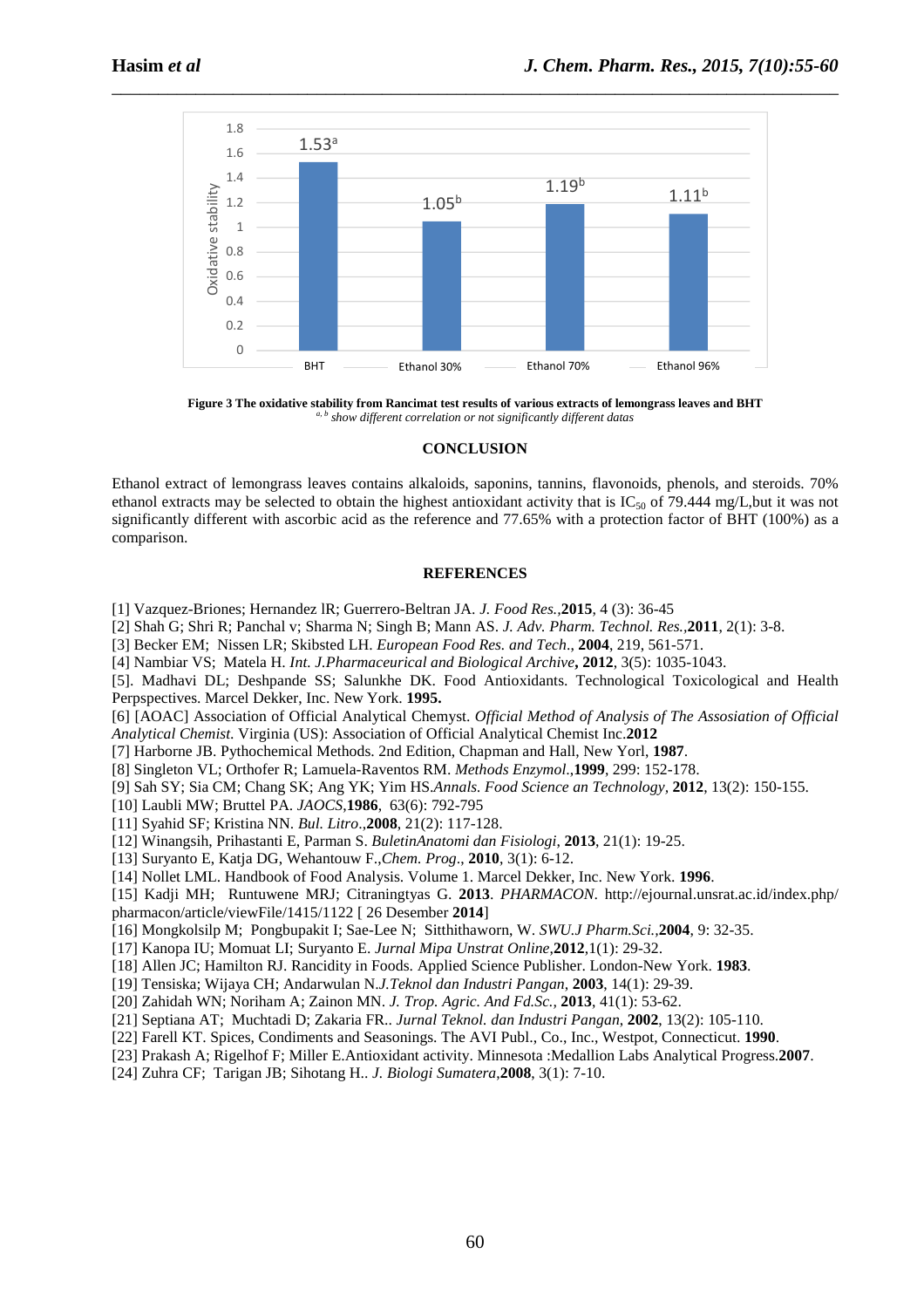1.8
1.6
1.4
1.2
1
0.8
0.6
0.4
0.2
0

Oxidative stability

1.53a

1.05b

1.19b

1.11b

BHT

Ethanol 30%

Ethanol 70%

Ethanol 96%

**Figure 3 The oxidative stability from Rancimat test results of various extracts of lemongrass leaves and BHT**
*[a, b] show different correlation or not significantly different datas*

## CONCLUSION

Ethanol extract of lemongrass leaves contains alkaloids, saponins, tannins, flavonoids, phenols, and steroids. 70% ethanol extracts may be selected to obtain the highest antioxidant activity that is $IC_{50}$ of 79.444 mg/L,but it was not significantly different with ascorbic acid as the reference and 77.65% with a protection factor of BHT (100%) as a comparison.

## REFERENCES

[1] Vazquez-Briones; Hernandez lR; Guerrero-Beltran JA. *J. Food Res.*,**2015**, 4 (3): 36-45

[2] Shah G; Shri R; Panchal v; Sharma N; Singh B; Mann AS. *J. Adv. Pharm. Technol. Res.*,**2011**, 2(1): 3-8.

[3] Becker EM; Nissen LR; Skibsted LH. *European Food Res. and Tech*., **2004**, 219, 561-571.

[4] Nambiar VS; Matela H. *Int. J.Pharmaceurical and Biological Archive***, 2012**, 3(5): 1035-1043.

[5]. Madhavi DL; Deshpande SS; Salunkhe DK. Food Antioxidants. Technological Toxicological and Health Perpspectives. Marcel Dekker, Inc. New York. **1995.**

[6] [AOAC] Association of Official Analytical Chemyst. *Official Method of Analysis of The Association of Official Analytical Chemist.* Virginia (US): Association of Official Analytical Chemist Inc.**2012**

[7] Harborne JB. Pythochemical Methods. 2nd Edition, Chapman and Hall, New Yorl, **1987**.

[8] Singleton VL; Orthofer R; Lamuela-Raventos RM. *Methods Enzymol.*,**1999**, 299: 152-178.

[9] Sah SY; Sia CM; Chang SK; Ang YK; Yim HS.*Annals. Food Science an Technology,* **2012**, 13(2): 150-155.

[10] Laubli MW; Bruttel PA. *JAOCS*,**1986**, 63(6): 792-795

[11] Syahid SF; Kristina NN. *Bul. Litro*.,**2008**, 21(2): 117-128.

[12] Winangsih, Prihastanti E, Parman S. *BuletinAnatomi dan Fisiologi*, **2013**, 21(1): 19-25.

[13] Suryanto E, Katja DG, Wehantouw F.,*Chem. Prog*., **2010**, 3(1): 6-12.

[14] Nollet LML. Handbook of Food Analysis. Volume 1. Marcel Dekker, Inc. New York. **1996**.

[15] Kadji MH; Runtuwene MRJ; Citraningtyas G. **2013**. *PHARMACON*. http://ejournal.unsrat.ac.id/index.php/pharmacon/article/viewFile/1415/1122 [ 26 Desember **2014**]

[16] Mongkolsilp M; Pongbupakit I; Sae-Lee N; Sitthithaworn, W. *SWU.J Pharm.Sci.*,**2004**, 9: 32-35.

[17] Kanopa IU; Momuat LI; Suryanto E. *Jurnal Mipa Unstrat Online*,**2012**,1(1): 29-32.

[18] Allen JC; Hamilton RJ. Rancidity in Foods. Applied Science Publisher. London-New York. **1983**.

[19] Tensiska; Wijaya CH; Andarwulan N.*J.Teknol dan Industri Pangan*, **2003**, 14(1): 29-39.

[20] Zahidah WN; Noriham A; Zainon MN. *J. Trop. Agric. And Fd.Sc.,* **2013**, 41(1): 53-62.

[21] Septiana AT; Muchtadi D; Zakaria FR.. *Jurnal Teknol. dan Industri Pangan*, **2002**, 13(2): 105-110.

[22] Farell KT. Spices, Condiments and Seasonings. The AVI Publ., Co., Inc., Westpot, Connecticut. **1990**.

[23] Prakash A; Rigelhof F; Miller E.Antioxidant activity. Minnesota :Medallion Labs Analytical Progress.**2007**.

[24] Zuhra CF; Tarigan JB; Sihotang H.. *J. Biologi Sumatera*,**2008**, 3(1): 7-10.